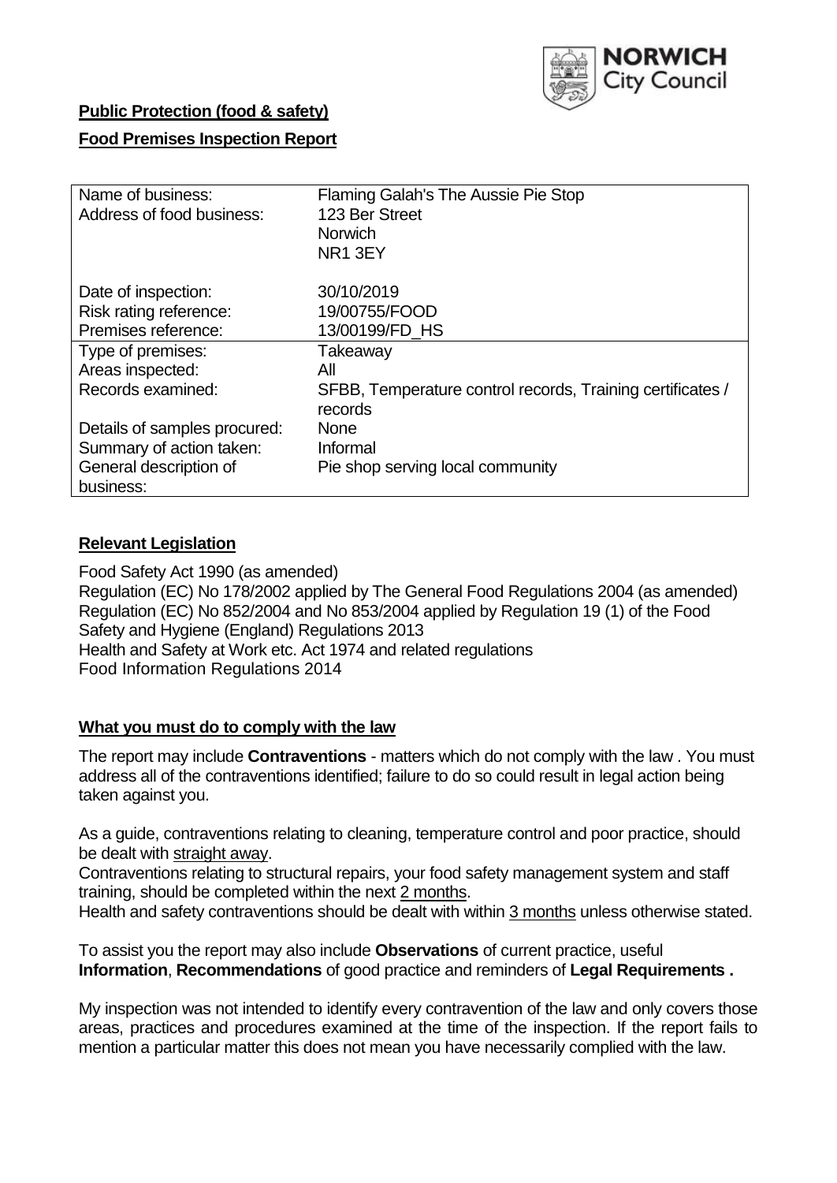**Public Protection (food & safety)**

**Food Premises Inspection Report**

| Name of business: | Flaming Galah's The Aussie Pie Stop |
|---|---|
| Address of food business: | 123 Ber Street<br>Norwich<br>NR1 3EY |
| Date of inspection: | 30/10/2019 |
| Risk rating reference: | 19/00755/FOOD |
| Premises reference: | 13/00199/FD_HS |
| Type of premises: | Takeaway |
| Areas inspected: | All |
| Records examined: | SFBB, Temperature control records, Training certificates / records |
| Details of samples procured: | None |
| Summary of action taken: | Informal |
| General description of business: | Pie shop serving local community |

## Relevant Legislation

Food Safety Act 1990 (as amended)
Regulation (EC) No 178/2002 applied by The General Food Regulations 2004 (as amended)
Regulation (EC) No 852/2004 and No 853/2004 applied by Regulation 19 (1) of the Food Safety and Hygiene (England) Regulations 2013
Health and Safety at Work etc. Act 1974 and related regulations
Food Information Regulations 2014

## What you must do to comply with the law

The report may include **Contraventions** - matters which do not comply with the law . You must address all of the contraventions identified; failure to do so could result in legal action being taken against you.

As a guide, contraventions relating to cleaning, temperature control and poor practice, should be dealt with straight away.

Contraventions relating to structural repairs, your food safety management system and staff training, should be completed within the next 2 months.

Health and safety contraventions should be dealt with within 3 months unless otherwise stated.

To assist you the report may also include **Observations** of current practice, useful **Information**, **Recommendations** of good practice and reminders of **Legal Requirements .**

My inspection was not intended to identify every contravention of the law and only covers those areas, practices and procedures examined at the time of the inspection. If the report fails to mention a particular matter this does not mean you have necessarily complied with the law.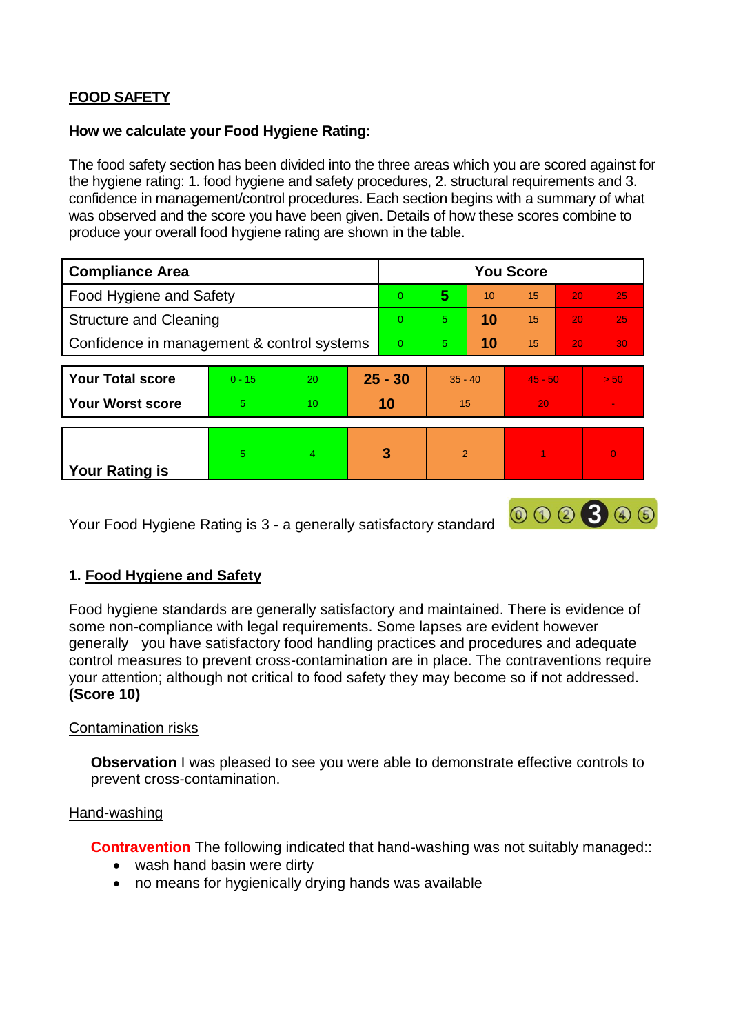**FOOD SAFETY**

**How we calculate your Food Hygiene Rating:**

The food safety section has been divided into the three areas which you are scored against for the hygiene rating: 1. food hygiene and safety procedures, 2. structural requirements and 3. confidence in management/control procedures. Each section begins with a summary of what was observed and the score you have been given. Details of how these scores combine to produce your overall food hygiene rating are shown in the table.

| Compliance Area | You Score | | | | | |
|---|---|---|---|---|---|---|
| Food Hygiene and Safety | 0 | **5** | 10 | 15 | 20 | 25 |
| Structure and Cleaning | 0 | 5 | **10** | 15 | 20 | 25 |
| Confidence in management & control systems | 0 | 5 | **10** | 15 | 20 | 30 |

| | | | | | | |
|---|---|---|---|---|---|---|
| **Your Total score** | 0 - 15 | 20 | **25 - 30** | 35 - 40 | 45 - 50 | > 50 |
| **Your Worst score** | 5 | 10 | **10** | 15 | 20 | - |
| **Your Rating is** | 5 | 4 | **3** | 2 | 1 | 0 |

Your Food Hygiene Rating is 3 - a generally satisfactory standard

## 1. Food Hygiene and Safety

Food hygiene standards are generally satisfactory and maintained. There is evidence of some non-compliance with legal requirements. Some lapses are evident however generally you have satisfactory food handling practices and procedures and adequate control measures to prevent cross-contamination are in place. The contraventions require your attention; although not critical to food safety they may become so if not addressed. **(Score 10)**

Contamination risks

**Observation** I was pleased to see you were able to demonstrate effective controls to prevent cross-contamination.

Hand-washing

**Contravention** The following indicated that hand-washing was not suitably managed::

- wash hand basin were dirty
- no means for hygienically drying hands was available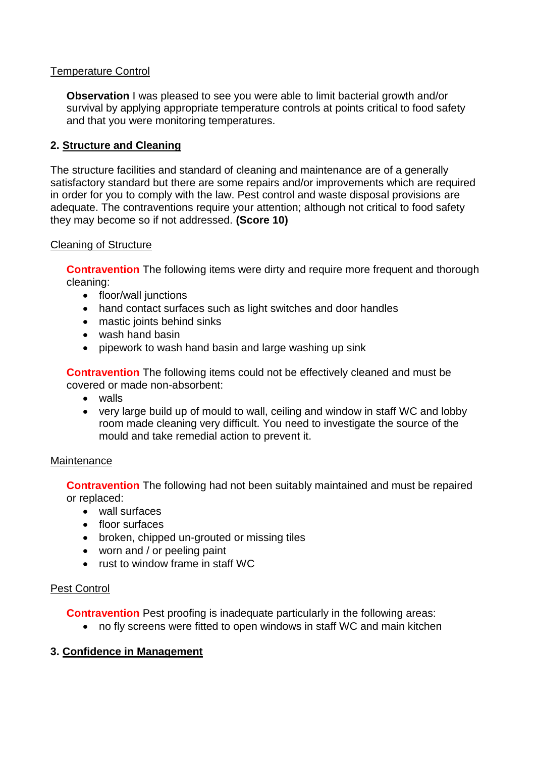Temperature Control

**Observation** I was pleased to see you were able to limit bacterial growth and/or survival by applying appropriate temperature controls at points critical to food safety and that you were monitoring temperatures.

## 2. Structure and Cleaning

The structure facilities and standard of cleaning and maintenance are of a generally satisfactory standard but there are some repairs and/or improvements which are required in order for you to comply with the law. Pest control and waste disposal provisions are adequate. The contraventions require your attention; although not critical to food safety they may become so if not addressed. **(Score 10)**

Cleaning of Structure

**Contravention** The following items were dirty and require more frequent and thorough cleaning:

- floor/wall junctions
- hand contact surfaces such as light switches and door handles
- mastic joints behind sinks
- wash hand basin
- pipework to wash hand basin and large washing up sink

**Contravention** The following items could not be effectively cleaned and must be covered or made non-absorbent:

- walls
- very large build up of mould to wall, ceiling and window in staff WC and lobby room made cleaning very difficult. You need to investigate the source of the mould and take remedial action to prevent it.

Maintenance

**Contravention** The following had not been suitably maintained and must be repaired or replaced:

- wall surfaces
- floor surfaces
- broken, chipped un-grouted or missing tiles
- worn and / or peeling paint
- rust to window frame in staff WC

Pest Control

**Contravention** Pest proofing is inadequate particularly in the following areas:

- no fly screens were fitted to open windows in staff WC and main kitchen

## 3. Confidence in Management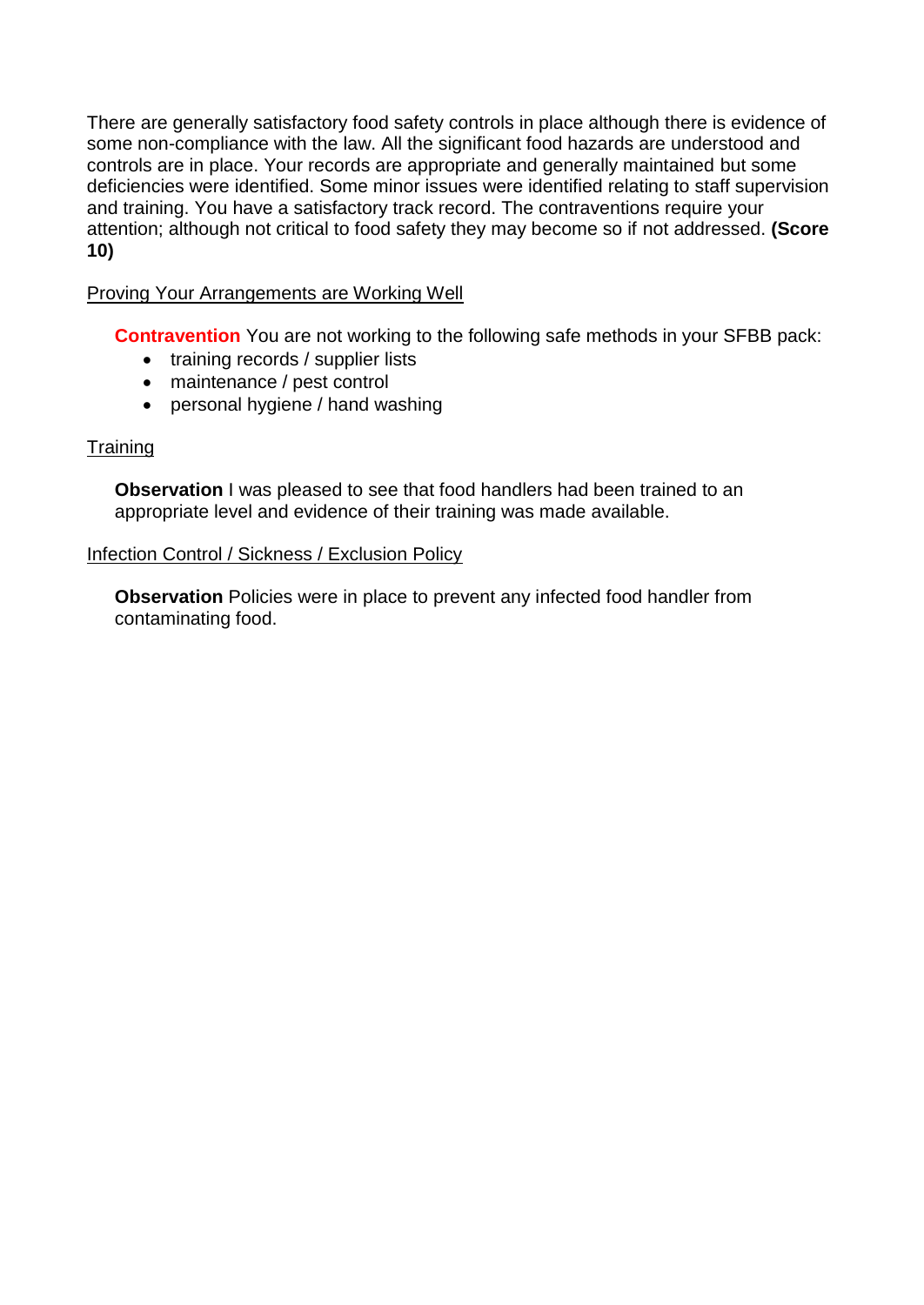There are generally satisfactory food safety controls in place although there is evidence of some non-compliance with the law. All the significant food hazards are understood and controls are in place. Your records are appropriate and generally maintained but some deficiencies were identified. Some minor issues were identified relating to staff supervision and training. You have a satisfactory track record. The contraventions require your attention; although not critical to food safety they may become so if not addressed. **(Score 10)**

Proving Your Arrangements are Working Well

**Contravention** You are not working to the following safe methods in your SFBB pack:

- training records / supplier lists
- maintenance / pest control
- personal hygiene / hand washing

Training

**Observation** I was pleased to see that food handlers had been trained to an appropriate level and evidence of their training was made available.

Infection Control / Sickness / Exclusion Policy

**Observation** Policies were in place to prevent any infected food handler from contaminating food.